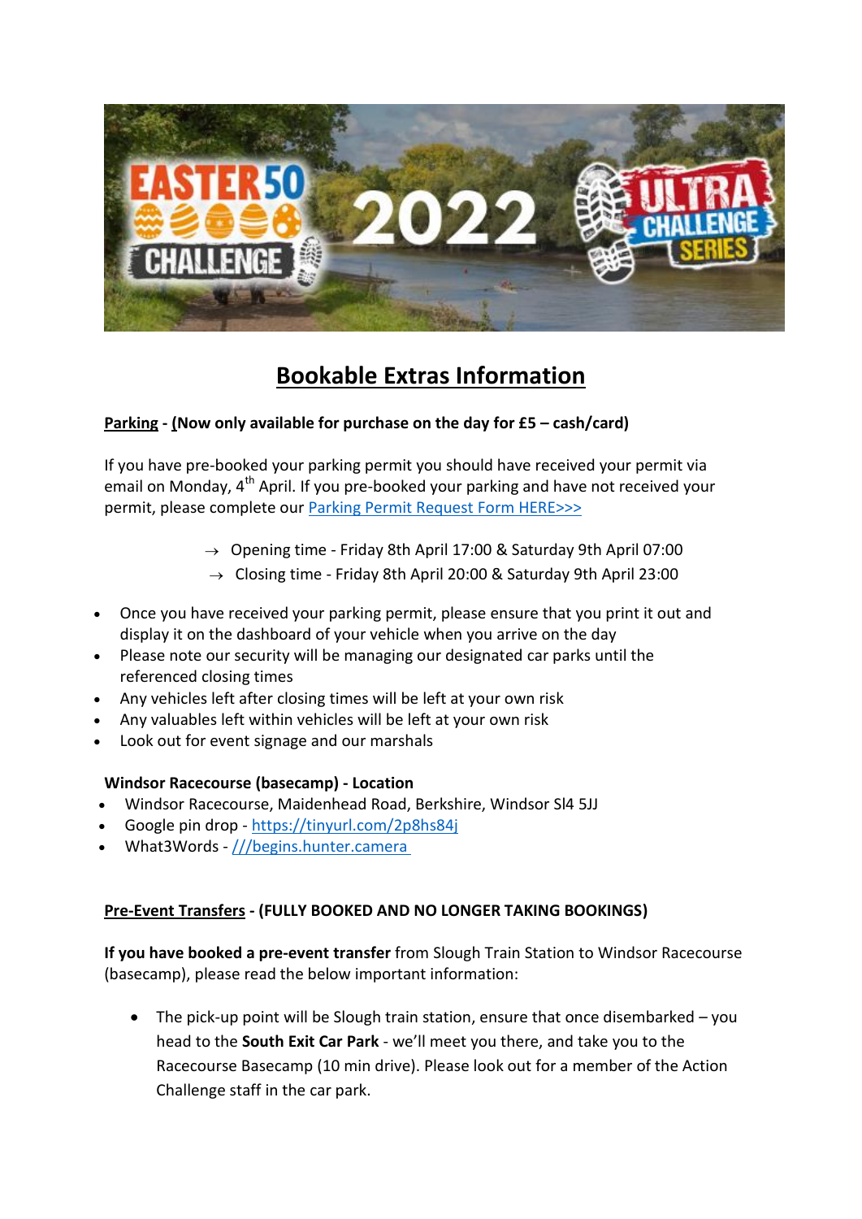# Bookable Extras Information

**Parking - (Now only available for purchase on the day for £5 – cash/card)**

If you have pre-booked your parking permit you should have received your permit via email on Monday, 4th April. If you pre-booked your parking and have not received your permit, please complete our [Parking Permit Request Form HERE>>>]

→ Opening time - Friday 8th April 17:00 & Saturday 9th April 07:00
→ Closing time - Friday 8th April 20:00 & Saturday 9th April 23:00

- Once you have received your parking permit, please ensure that you print it out and display it on the dashboard of your vehicle when you arrive on the day
- Please note our security will be managing our designated car parks until the referenced closing times
- Any vehicles left after closing times will be left at your own risk
- Any valuables left within vehicles will be left at your own risk
- Look out for event signage and our marshals

**Windsor Racecourse (basecamp) - Location**

- Windsor Racecourse, Maidenhead Road, Berkshire, Windsor Sl4 5JJ
- Google pin drop - https://tinyurl.com/2p8hs84j
- What3Words - ///begins.hunter.camera

**Pre-Event Transfers - (FULLY BOOKED AND NO LONGER TAKING BOOKINGS)**

**If you have booked a pre-event transfer** from Slough Train Station to Windsor Racecourse (basecamp), please read the below important information:

- The pick-up point will be Slough train station, ensure that once disembarked – you head to the **South Exit Car Park** - we'll meet you there, and take you to the Racecourse Basecamp (10 min drive). Please look out for a member of the Action Challenge staff in the car park.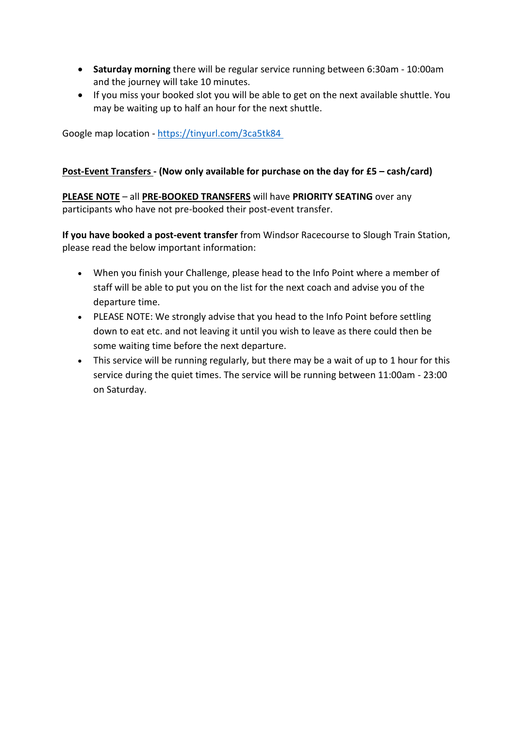- **Saturday morning** there will be regular service running between 6:30am - 10:00am and the journey will take 10 minutes.
- If you miss your booked slot you will be able to get on the next available shuttle. You may be waiting up to half an hour for the next shuttle.

Google map location - https://tinyurl.com/3ca5tk84

**Post-Event Transfers - (Now only available for purchase on the day for £5 – cash/card)**

**PLEASE NOTE** – all **PRE-BOOKED TRANSFERS** will have **PRIORITY SEATING** over any participants who have not pre-booked their post-event transfer.

**If you have booked a post-event transfer** from Windsor Racecourse to Slough Train Station, please read the below important information:

- When you finish your Challenge, please head to the Info Point where a member of staff will be able to put you on the list for the next coach and advise you of the departure time.
- PLEASE NOTE: We strongly advise that you head to the Info Point before settling down to eat etc. and not leaving it until you wish to leave as there could then be some waiting time before the next departure.
- This service will be running regularly, but there may be a wait of up to 1 hour for this service during the quiet times. The service will be running between 11:00am - 23:00 on Saturday.